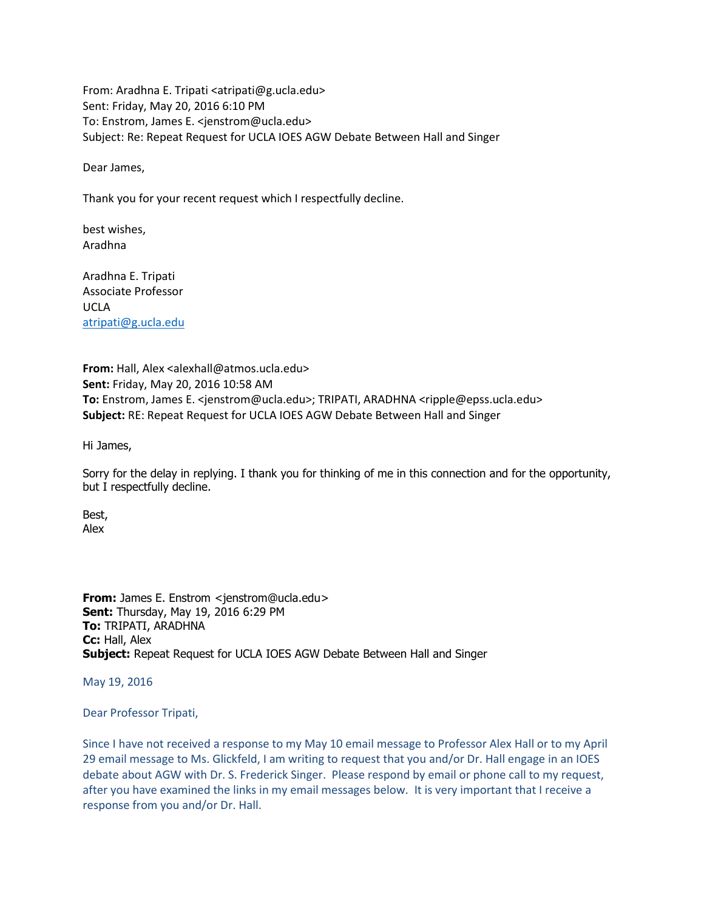From: Aradhna E. Tripati <atripati@g.ucla.edu>
Sent: Friday, May 20, 2016 6:10 PM
To: Enstrom, James E. <jenstrom@ucla.edu>
Subject: Re: Repeat Request for UCLA IOES AGW Debate Between Hall and Singer

Dear James,

Thank you for your recent request which I respectfully decline.

best wishes,
Aradhna

Aradhna E. Tripati
Associate Professor
UCLA
atripati@g.ucla.edu

**From:** Hall, Alex <alexhall@atmos.ucla.edu>
**Sent:** Friday, May 20, 2016 10:58 AM
**To:** Enstrom, James E. <jenstrom@ucla.edu>; TRIPATI, ARADHNA <ripple@epss.ucla.edu>
**Subject:** RE: Repeat Request for UCLA IOES AGW Debate Between Hall and Singer

Hi James,

Sorry for the delay in replying. I thank you for thinking of me in this connection and for the opportunity, but I respectfully decline.

Best,
Alex

**From:** James E. Enstrom <jenstrom@ucla.edu>
**Sent:** Thursday, May 19, 2016 6:29 PM
**To:** TRIPATI, ARADHNA
**Cc:** Hall, Alex
**Subject:** Repeat Request for UCLA IOES AGW Debate Between Hall and Singer

May 19, 2016

Dear Professor Tripati,

Since I have not received a response to my May 10 email message to Professor Alex Hall or to my April 29 email message to Ms. Glickfeld, I am writing to request that you and/or Dr. Hall engage in an IOES debate about AGW with Dr. S. Frederick Singer. Please respond by email or phone call to my request, after you have examined the links in my email messages below. It is very important that I receive a response from you and/or Dr. Hall.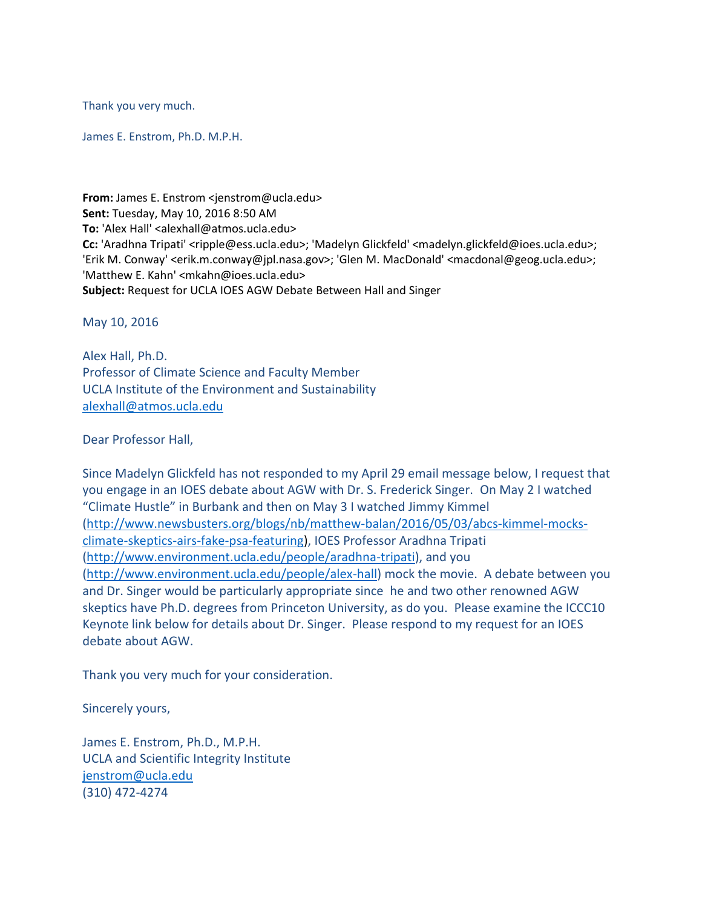Thank you very much.

James E. Enstrom, Ph.D. M.P.H.

**From:** James E. Enstrom <jenstrom@ucla.edu>
**Sent:** Tuesday, May 10, 2016 8:50 AM
**To:** 'Alex Hall' <alexhall@atmos.ucla.edu>
**Cc:** 'Aradhna Tripati' <ripple@ess.ucla.edu>; 'Madelyn Glickfeld' <madelyn.glickfeld@ioes.ucla.edu>; 'Erik M. Conway' <erik.m.conway@jpl.nasa.gov>; 'Glen M. MacDonald' <macdonal@geog.ucla.edu>; 'Matthew E. Kahn' <mkahn@ioes.ucla.edu>
**Subject:** Request for UCLA IOES AGW Debate Between Hall and Singer

May 10, 2016

Alex Hall, Ph.D.
Professor of Climate Science and Faculty Member
UCLA Institute of the Environment and Sustainability
alexhall@atmos.ucla.edu

Dear Professor Hall,

Since Madelyn Glickfeld has not responded to my April 29 email message below, I request that you engage in an IOES debate about AGW with Dr. S. Frederick Singer. On May 2 I watched "Climate Hustle" in Burbank and then on May 3 I watched Jimmy Kimmel (http://www.newsbusters.org/blogs/nb/matthew-balan/2016/05/03/abcs-kimmel-mocks-climate-skeptics-airs-fake-psa-featuring), IOES Professor Aradhna Tripati (http://www.environment.ucla.edu/people/aradhna-tripati), and you (http://www.environment.ucla.edu/people/alex-hall) mock the movie. A debate between you and Dr. Singer would be particularly appropriate since he and two other renowned AGW skeptics have Ph.D. degrees from Princeton University, as do you. Please examine the ICCC10 Keynote link below for details about Dr. Singer. Please respond to my request for an IOES debate about AGW.

Thank you very much for your consideration.

Sincerely yours,

James E. Enstrom, Ph.D., M.P.H.
UCLA and Scientific Integrity Institute
jenstrom@ucla.edu
(310) 472-4274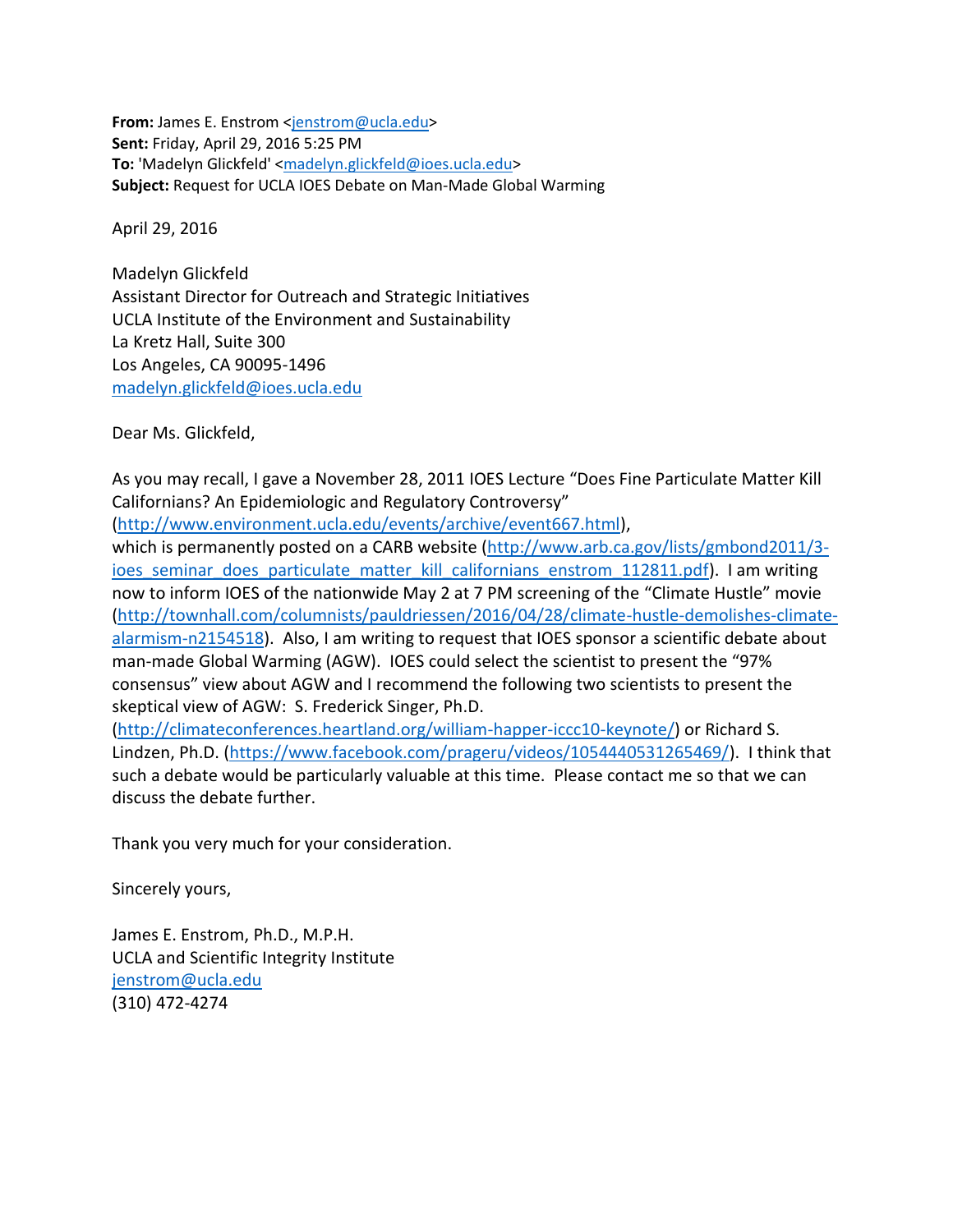**From:** James E. Enstrom <jenstrom@ucla.edu>
**Sent:** Friday, April 29, 2016 5:25 PM
**To:** 'Madelyn Glickfeld' <madelyn.glickfeld@ioes.ucla.edu>
**Subject:** Request for UCLA IOES Debate on Man-Made Global Warming

April 29, 2016

Madelyn Glickfeld
Assistant Director for Outreach and Strategic Initiatives
UCLA Institute of the Environment and Sustainability
La Kretz Hall, Suite 300
Los Angeles, CA 90095-1496
madelyn.glickfeld@ioes.ucla.edu

Dear Ms. Glickfeld,

As you may recall, I gave a November 28, 2011 IOES Lecture "Does Fine Particulate Matter Kill Californians? An Epidemiologic and Regulatory Controversy" (http://www.environment.ucla.edu/events/archive/event667.html), which is permanently posted on a CARB website (http://www.arb.ca.gov/lists/gmbond2011/3-ioes_seminar_does_particulate_matter_kill_californians_enstrom_112811.pdf). I am writing now to inform IOES of the nationwide May 2 at 7 PM screening of the "Climate Hustle" movie (http://townhall.com/columnists/pauldriessen/2016/04/28/climate-hustle-demolishes-climate-alarmism-n2154518). Also, I am writing to request that IOES sponsor a scientific debate about man-made Global Warming (AGW). IOES could select the scientist to present the "97% consensus" view about AGW and I recommend the following two scientists to present the skeptical view of AGW: S. Frederick Singer, Ph.D. (http://climateconferences.heartland.org/william-happer-iccc10-keynote/) or Richard S. Lindzen, Ph.D. (https://www.facebook.com/prageru/videos/1054440531265469/). I think that such a debate would be particularly valuable at this time. Please contact me so that we can discuss the debate further.

Thank you very much for your consideration.

Sincerely yours,

James E. Enstrom, Ph.D., M.P.H.
UCLA and Scientific Integrity Institute
jenstrom@ucla.edu
(310) 472-4274